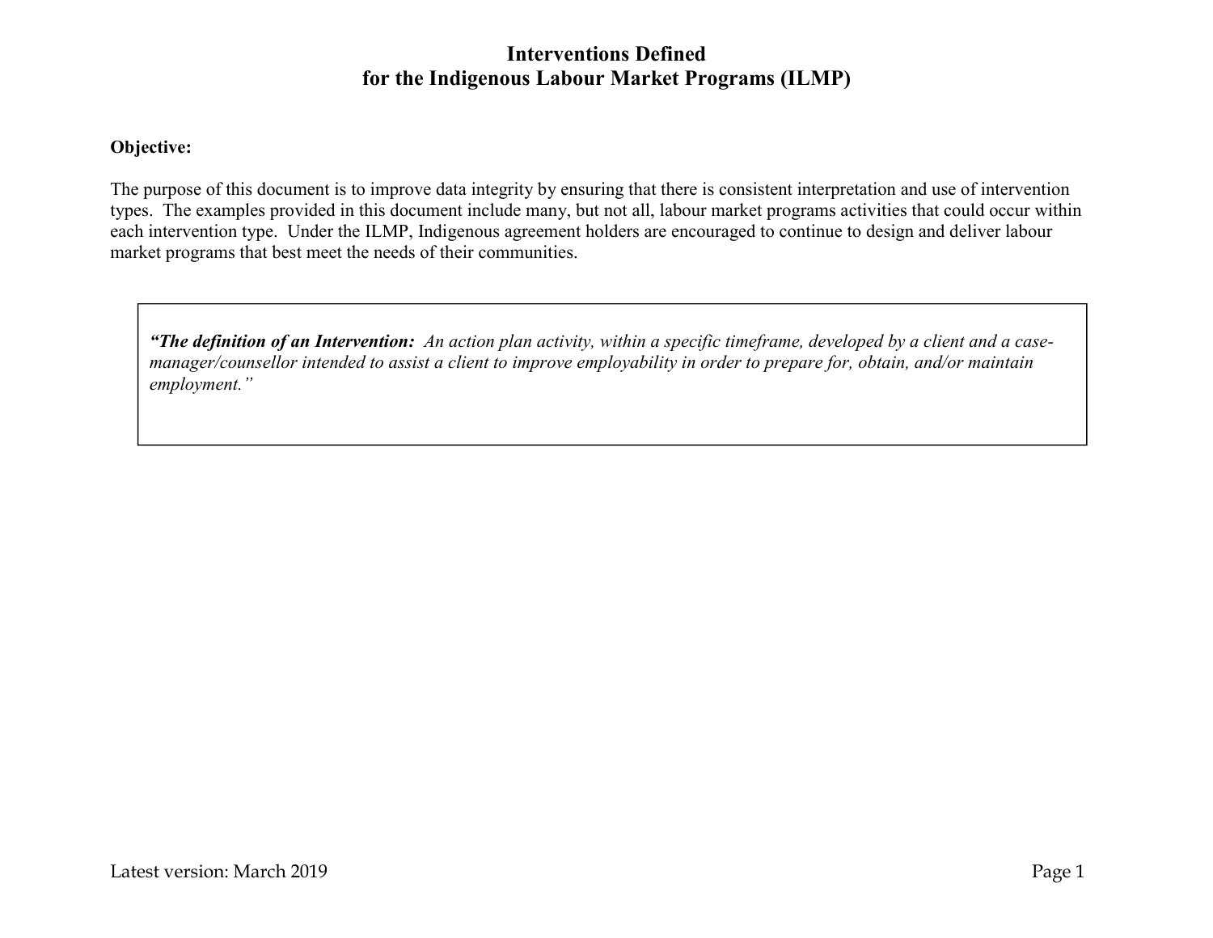# Interventions Defined
# for the Indigenous Labour Market Programs (ILMP)

**Objective:**

The purpose of this document is to improve data integrity by ensuring that there is consistent interpretation and use of intervention types. The examples provided in this document include many, but not all, labour market programs activities that could occur within each intervention type. Under the ILMP, Indigenous agreement holders are encouraged to continue to design and deliver labour market programs that best meet the needs of their communities.

> ***"The definition of an Intervention:*** *An action plan activity, within a specific timeframe, developed by a client and a case-manager/counsellor intended to assist a client to improve employability in order to prepare for, obtain, and/or maintain employment."*

Latest version: March 2019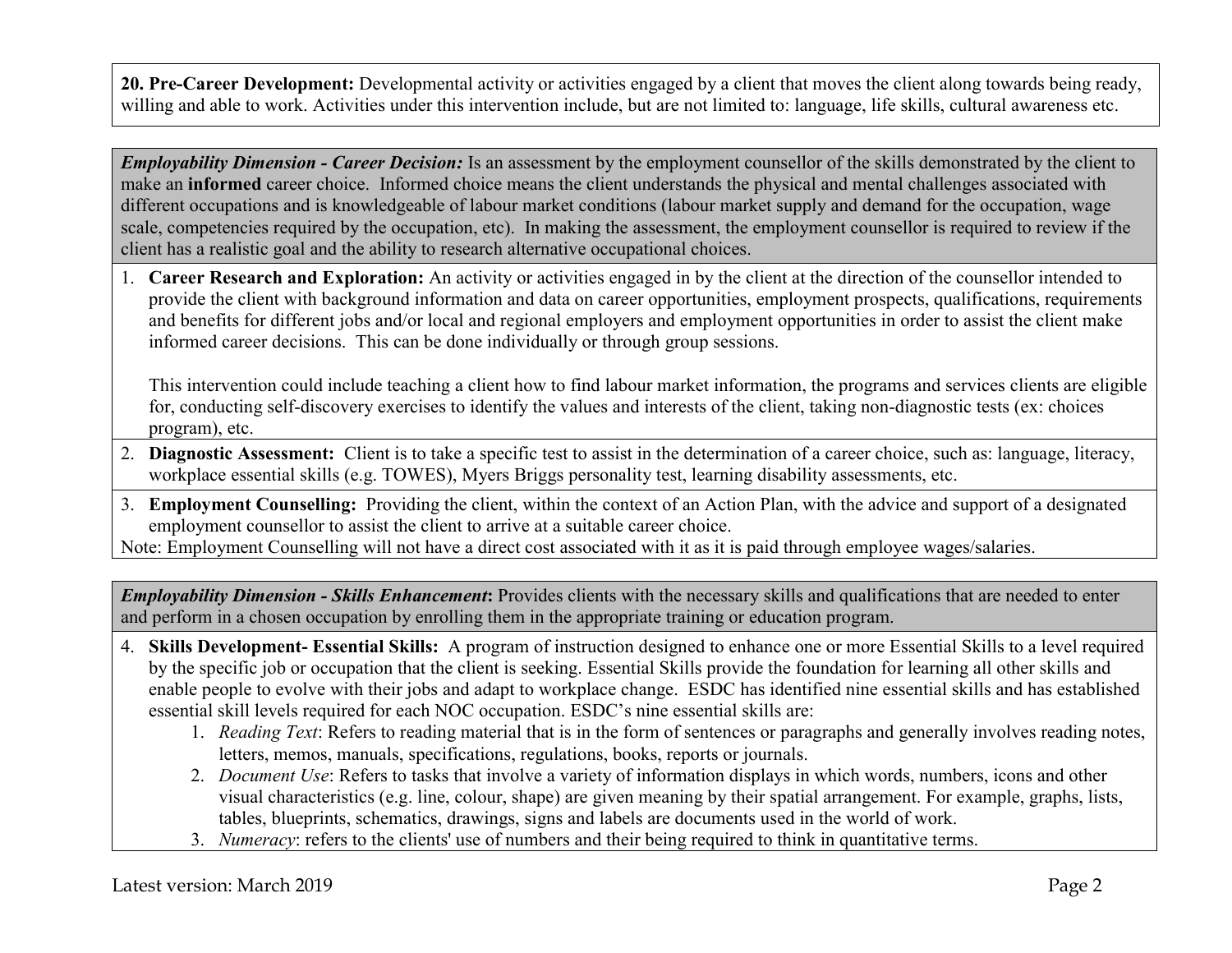**20. Pre-Career Development:** Developmental activity or activities engaged by a client that moves the client along towards being ready, willing and able to work. Activities under this intervention include, but are not limited to: language, life skills, cultural awareness etc.

***Employability Dimension - Career Decision:*** Is an assessment by the employment counsellor of the skills demonstrated by the client to make an **informed** career choice. Informed choice means the client understands the physical and mental challenges associated with different occupations and is knowledgeable of labour market conditions (labour market supply and demand for the occupation, wage scale, competencies required by the occupation, etc). In making the assessment, the employment counsellor is required to review if the client has a realistic goal and the ability to research alternative occupational choices.

1. **Career Research and Exploration:** An activity or activities engaged in by the client at the direction of the counsellor intended to provide the client with background information and data on career opportunities, employment prospects, qualifications, requirements and benefits for different jobs and/or local and regional employers and employment opportunities in order to assist the client make informed career decisions. This can be done individually or through group sessions.

   This intervention could include teaching a client how to find labour market information, the programs and services clients are eligible for, conducting self-discovery exercises to identify the values and interests of the client, taking non-diagnostic tests (ex: choices program), etc.

2. **Diagnostic Assessment:** Client is to take a specific test to assist in the determination of a career choice, such as: language, literacy, workplace essential skills (e.g. TOWES), Myers Briggs personality test, learning disability assessments, etc.

3. **Employment Counselling:** Providing the client, within the context of an Action Plan, with the advice and support of a designated employment counsellor to assist the client to arrive at a suitable career choice.

Note: Employment Counselling will not have a direct cost associated with it as it is paid through employee wages/salaries.

***Employability Dimension - Skills Enhancement*:** Provides clients with the necessary skills and qualifications that are needed to enter and perform in a chosen occupation by enrolling them in the appropriate training or education program.

4. **Skills Development- Essential Skills:** A program of instruction designed to enhance one or more Essential Skills to a level required by the specific job or occupation that the client is seeking. Essential Skills provide the foundation for learning all other skills and enable people to evolve with their jobs and adapt to workplace change. ESDC has identified nine essential skills and has established essential skill levels required for each NOC occupation. ESDC's nine essential skills are:
   1. *Reading Text*: Refers to reading material that is in the form of sentences or paragraphs and generally involves reading notes, letters, memos, manuals, specifications, regulations, books, reports or journals.
   2. *Document Use*: Refers to tasks that involve a variety of information displays in which words, numbers, icons and other visual characteristics (e.g. line, colour, shape) are given meaning by their spatial arrangement. For example, graphs, lists, tables, blueprints, schematics, drawings, signs and labels are documents used in the world of work.
   3. *Numeracy*: refers to the clients' use of numbers and their being required to think in quantitative terms.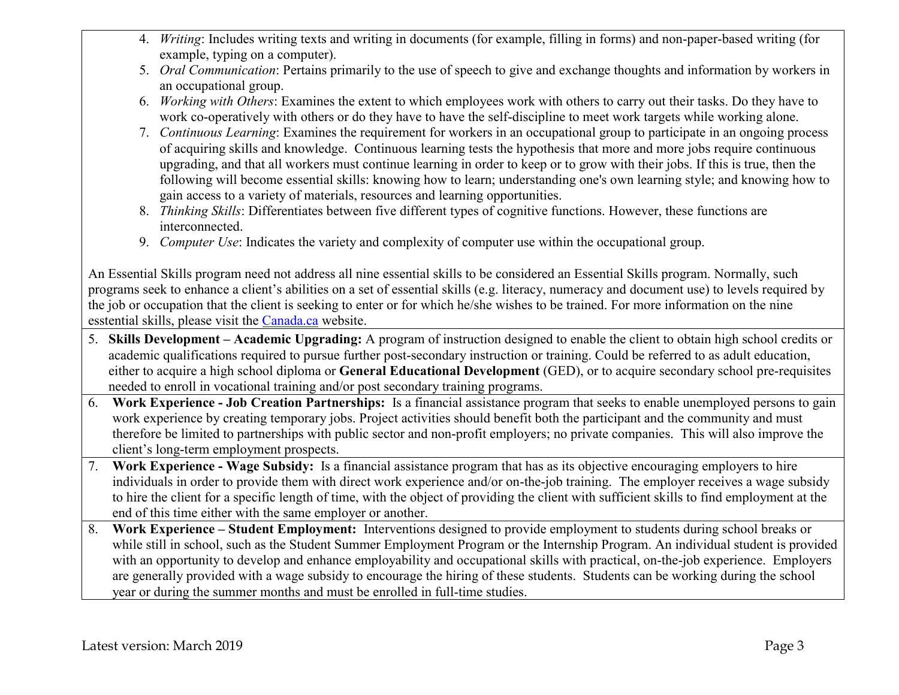4. *Writing*: Includes writing texts and writing in documents (for example, filling in forms) and non-paper-based writing (for example, typing on a computer).
5. *Oral Communication*: Pertains primarily to the use of speech to give and exchange thoughts and information by workers in an occupational group.
6. *Working with Others*: Examines the extent to which employees work with others to carry out their tasks. Do they have to work co-operatively with others or do they have to have the self-discipline to meet work targets while working alone.
7. *Continuous Learning*: Examines the requirement for workers in an occupational group to participate in an ongoing process of acquiring skills and knowledge. Continuous learning tests the hypothesis that more and more jobs require continuous upgrading, and that all workers must continue learning in order to keep or to grow with their jobs. If this is true, then the following will become essential skills: knowing how to learn; understanding one's own learning style; and knowing how to gain access to a variety of materials, resources and learning opportunities.
8. *Thinking Skills*: Differentiates between five different types of cognitive functions. However, these functions are interconnected.
9. *Computer Use*: Indicates the variety and complexity of computer use within the occupational group.

An Essential Skills program need not address all nine essential skills to be considered an Essential Skills program. Normally, such programs seek to enhance a client's abilities on a set of essential skills (e.g. literacy, numeracy and document use) to levels required by the job or occupation that the client is seeking to enter or for which he/she wishes to be trained. For more information on the nine esstential skills, please visit the Canada.ca website.

5. **Skills Development – Academic Upgrading:** A program of instruction designed to enable the client to obtain high school credits or academic qualifications required to pursue further post-secondary instruction or training. Could be referred to as adult education, either to acquire a high school diploma or **General Educational Development** (GED), or to acquire secondary school pre-requisites needed to enroll in vocational training and/or post secondary training programs.

6. **Work Experience - Job Creation Partnerships:** Is a financial assistance program that seeks to enable unemployed persons to gain work experience by creating temporary jobs. Project activities should benefit both the participant and the community and must therefore be limited to partnerships with public sector and non-profit employers; no private companies. This will also improve the client's long-term employment prospects.

7. **Work Experience - Wage Subsidy:** Is a financial assistance program that has as its objective encouraging employers to hire individuals in order to provide them with direct work experience and/or on-the-job training. The employer receives a wage subsidy to hire the client for a specific length of time, with the object of providing the client with sufficient skills to find employment at the end of this time either with the same employer or another.

8. **Work Experience – Student Employment:** Interventions designed to provide employment to students during school breaks or while still in school, such as the Student Summer Employment Program or the Internship Program. An individual student is provided with an opportunity to develop and enhance employability and occupational skills with practical, on-the-job experience. Employers are generally provided with a wage subsidy to encourage the hiring of these students. Students can be working during the school year or during the summer months and must be enrolled in full-time studies.

Latest version: March 2019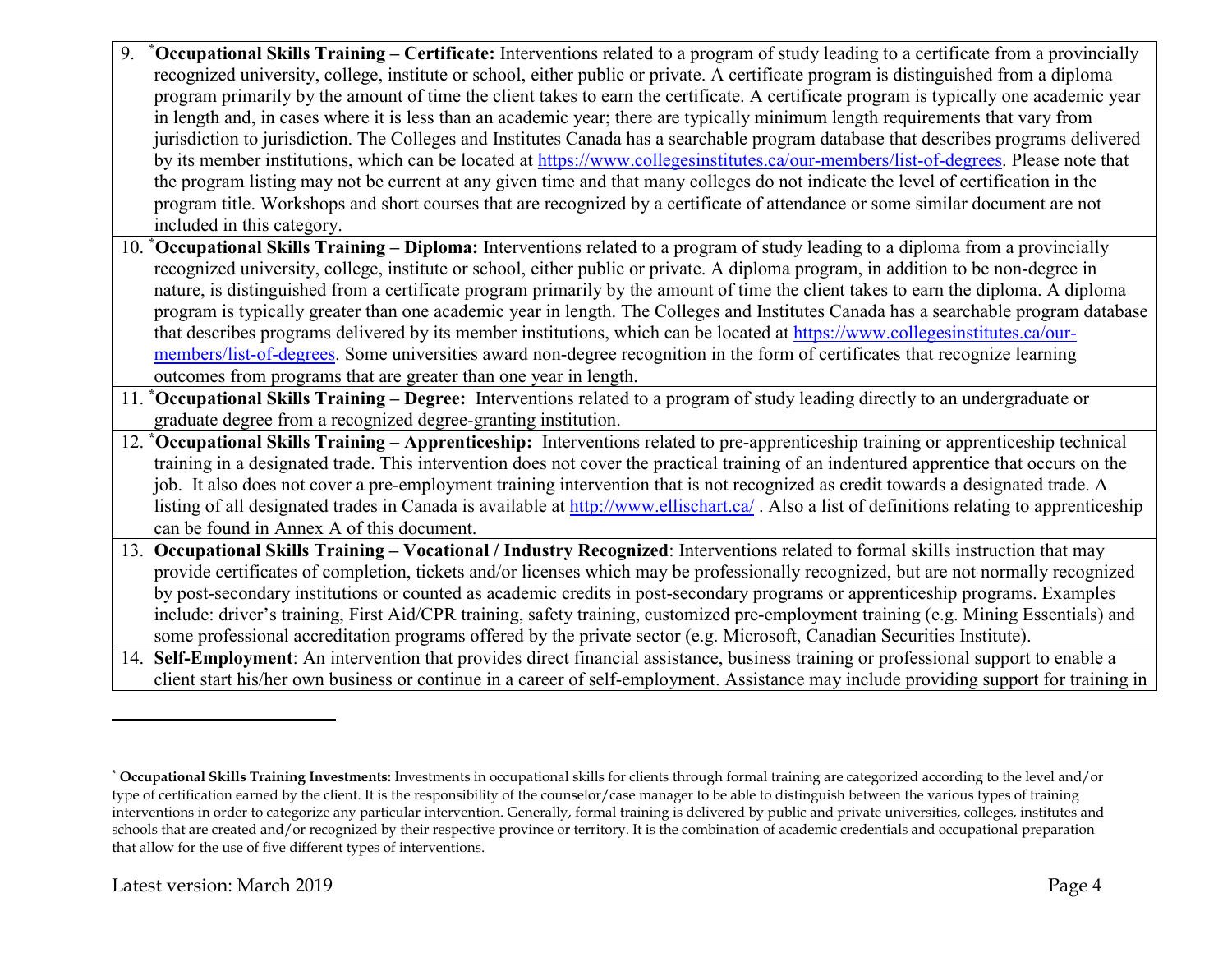9. [*] **Occupational Skills Training – Certificate:** Interventions related to a program of study leading to a certificate from a provincially recognized university, college, institute or school, either public or private. A certificate program is distinguished from a diploma program primarily by the amount of time the client takes to earn the certificate. A certificate program is typically one academic year in length and, in cases where it is less than an academic year; there are typically minimum length requirements that vary from jurisdiction to jurisdiction. The Colleges and Institutes Canada has a searchable program database that describes programs delivered by its member institutions, which can be located at [https://www.collegesinstitutes.ca/our-members/list-of-degrees](https://www.collegesinstitutes.ca/our-members/list-of-degrees). Please note that the program listing may not be current at any given time and that many colleges do not indicate the level of certification in the program title. Workshops and short courses that are recognized by a certificate of attendance or some similar document are not included in this category.
10. [*] **Occupational Skills Training – Diploma:** Interventions related to a program of study leading to a diploma from a provincially recognized university, college, institute or school, either public or private. A diploma program, in addition to be non-degree in nature, is distinguished from a certificate program primarily by the amount of time the client takes to earn the diploma. A diploma program is typically greater than one academic year in length. The Colleges and Institutes Canada has a searchable program database that describes programs delivered by its member institutions, which can be located at [https://www.collegesinstitutes.ca/our-members/list-of-degrees](https://www.collegesinstitutes.ca/our-members/list-of-degrees). Some universities award non-degree recognition in the form of certificates that recognize learning outcomes from programs that are greater than one year in length.
11. [*] **Occupational Skills Training – Degree:** Interventions related to a program of study leading directly to an undergraduate or graduate degree from a recognized degree-granting institution.
12. [*] **Occupational Skills Training – Apprenticeship:** Interventions related to pre-apprenticeship training or apprenticeship technical training in a designated trade. This intervention does not cover the practical training of an indentured apprentice that occurs on the job. It also does not cover a pre-employment training intervention that is not recognized as credit towards a designated trade. A listing of all designated trades in Canada is available at [http://www.ellischart.ca/](http://www.ellischart.ca/) . Also a list of definitions relating to apprenticeship can be found in Annex A of this document.
13. **Occupational Skills Training – Vocational / Industry Recognized**: Interventions related to formal skills instruction that may provide certificates of completion, tickets and/or licenses which may be professionally recognized, but are not normally recognized by post-secondary institutions or counted as academic credits in post-secondary programs or apprenticeship programs. Examples include: driver's training, First Aid/CPR training, safety training, customized pre-employment training (e.g. Mining Essentials) and some professional accreditation programs offered by the private sector (e.g. Microsoft, Canadian Securities Institute).
14. **Self-Employment**: An intervention that provides direct financial assistance, business training or professional support to enable a client start his/her own business or continue in a career of self-employment. Assistance may include providing support for training in

---

[*] **Occupational Skills Training Investments:** Investments in occupational skills for clients through formal training are categorized according to the level and/or type of certification earned by the client. It is the responsibility of the counselor/case manager to be able to distinguish between the various types of training interventions in order to categorize any particular intervention. Generally, formal training is delivered by public and private universities, colleges, institutes and schools that are created and/or recognized by their respective province or territory. It is the combination of academic credentials and occupational preparation that allow for the use of five different types of interventions.

Latest version: March 2019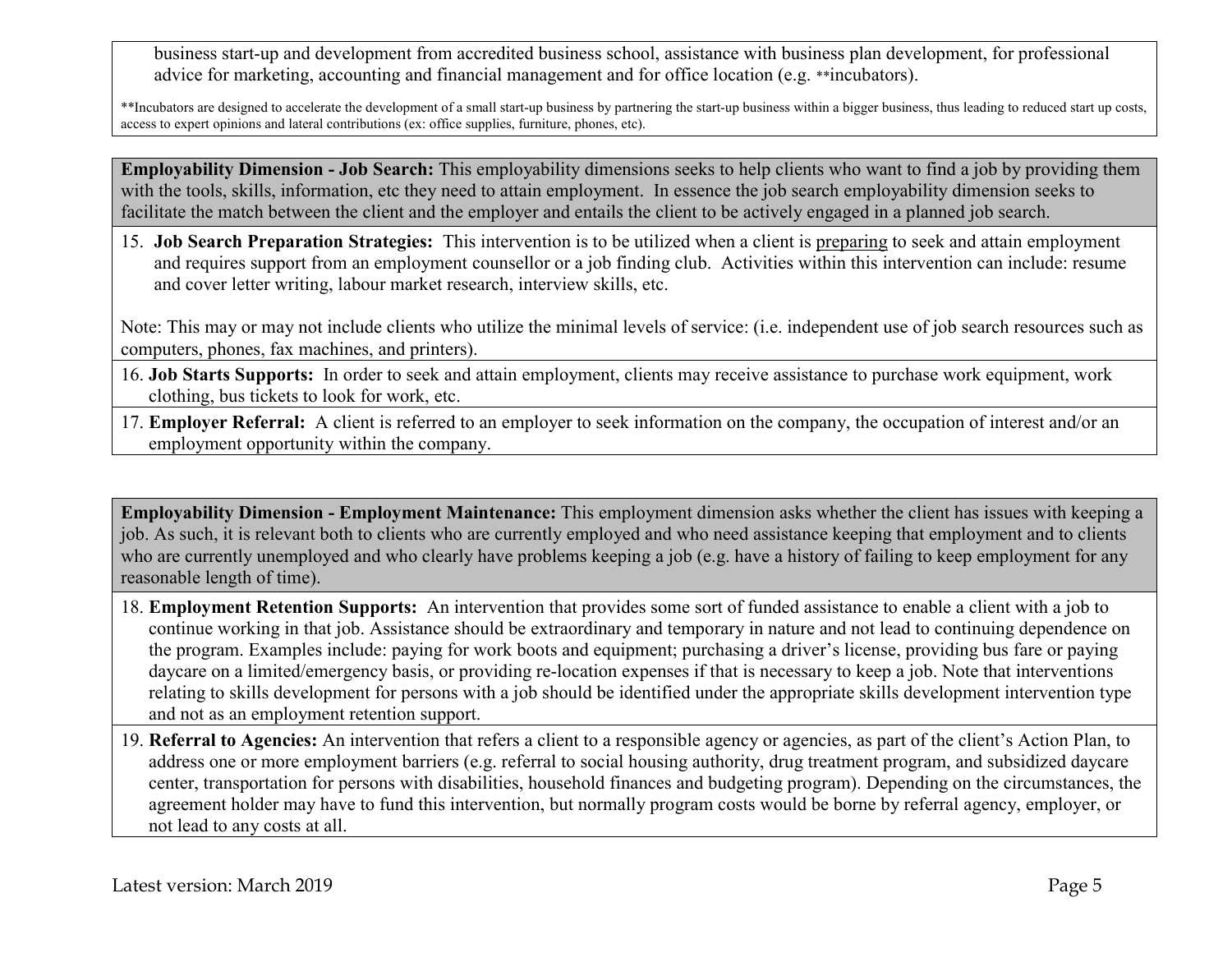business start-up and development from accredited business school, assistance with business plan development, for professional advice for marketing, accounting and financial management and for office location (e.g. **incubators).

**Incubators are designed to accelerate the development of a small start-up business by partnering the start-up business within a bigger business, thus leading to reduced start up costs, access to expert opinions and lateral contributions (ex: office supplies, furniture, phones, etc).

**Employability Dimension - Job Search:** This employability dimensions seeks to help clients who want to find a job by providing them with the tools, skills, information, etc they need to attain employment. In essence the job search employability dimension seeks to facilitate the match between the client and the employer and entails the client to be actively engaged in a planned job search.

15. **Job Search Preparation Strategies:** This intervention is to be utilized when a client is preparing to seek and attain employment and requires support from an employment counsellor or a job finding club. Activities within this intervention can include: resume and cover letter writing, labour market research, interview skills, etc.

Note: This may or may not include clients who utilize the minimal levels of service: (i.e. independent use of job search resources such as computers, phones, fax machines, and printers).

16. **Job Starts Supports:** In order to seek and attain employment, clients may receive assistance to purchase work equipment, work clothing, bus tickets to look for work, etc.
17. **Employer Referral:** A client is referred to an employer to seek information on the company, the occupation of interest and/or an employment opportunity within the company.

**Employability Dimension - Employment Maintenance:** This employment dimension asks whether the client has issues with keeping a job. As such, it is relevant both to clients who are currently employed and who need assistance keeping that employment and to clients who are currently unemployed and who clearly have problems keeping a job (e.g. have a history of failing to keep employment for any reasonable length of time).

18. **Employment Retention Supports:** An intervention that provides some sort of funded assistance to enable a client with a job to continue working in that job. Assistance should be extraordinary and temporary in nature and not lead to continuing dependence on the program. Examples include: paying for work boots and equipment; purchasing a driver's license, providing bus fare or paying daycare on a limited/emergency basis, or providing re-location expenses if that is necessary to keep a job. Note that interventions relating to skills development for persons with a job should be identified under the appropriate skills development intervention type and not as an employment retention support.
19. **Referral to Agencies:** An intervention that refers a client to a responsible agency or agencies, as part of the client's Action Plan, to address one or more employment barriers (e.g. referral to social housing authority, drug treatment program, and subsidized daycare center, transportation for persons with disabilities, household finances and budgeting program). Depending on the circumstances, the agreement holder may have to fund this intervention, but normally program costs would be borne by referral agency, employer, or not lead to any costs at all.

Latest version: March 2019